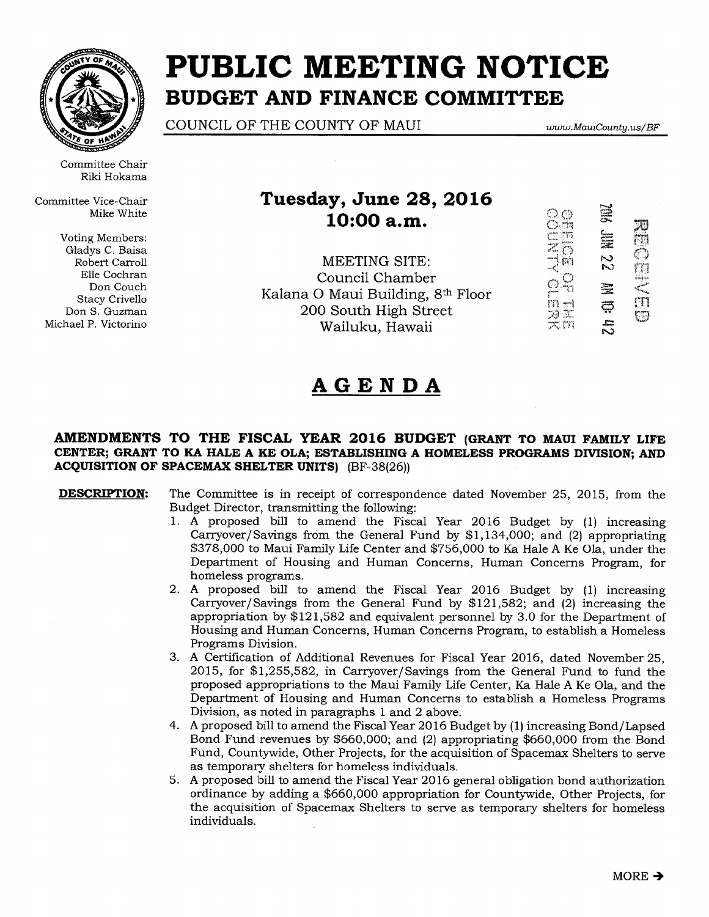# PUBLIC MEETING NOTICE

## BUDGET AND FINANCE COMMITTEE

COUNCIL OF THE COUNTY OF MAUI

*www.MauiCounty.us/BF*

Committee Chair
Riki Hokama

Committee Vice-Chair
Mike White

Voting Members:
Gladys C. Baisa
Robert Carroll
Elle Cochran
Don Couch
Stacy Crivello
Don S. Guzman
Michael P. Victorino

**Tuesday, June 28, 2016**
**10:00 a.m.**

MEETING SITE:
Council Chamber
Kalana O Maui Building, 8th Floor
200 South High Street
Wailuku, Hawaii

RECEIVED
2016 JUN 22 AM 10: 42
OFFICE OF THE COUNTY CLERK

# AGENDA

**AMENDMENTS TO THE FISCAL YEAR 2016 BUDGET (GRANT TO MAUI FAMILY LIFE CENTER; GRANT TO KA HALE A KE OLA; ESTABLISHING A HOMELESS PROGRAMS DIVISION; AND ACQUISITION OF SPACEMAX SHELTER UNITS)** (BF-38(26))

**DESCRIPTION:** The Committee is in receipt of correspondence dated November 25, 2015, from the Budget Director, transmitting the following:

1. A proposed bill to amend the Fiscal Year 2016 Budget by (1) increasing Carryover/Savings from the General Fund by $1,134,000; and (2) appropriating $378,000 to Maui Family Life Center and $756,000 to Ka Hale A Ke Ola, under the Department of Housing and Human Concerns, Human Concerns Program, for homeless programs.
2. A proposed bill to amend the Fiscal Year 2016 Budget by (1) increasing Carryover/Savings from the General Fund by $121,582; and (2) increasing the appropriation by $121,582 and equivalent personnel by 3.0 for the Department of Housing and Human Concerns, Human Concerns Program, to establish a Homeless Programs Division.
3. A Certification of Additional Revenues for Fiscal Year 2016, dated November 25, 2015, for $1,255,582, in Carryover/Savings from the General Fund to fund the proposed appropriations to the Maui Family Life Center, Ka Hale A Ke Ola, and the Department of Housing and Human Concerns to establish a Homeless Programs Division, as noted in paragraphs 1 and 2 above.
4. A proposed bill to amend the Fiscal Year 2016 Budget by (1) increasing Bond/Lapsed Bond Fund revenues by $660,000; and (2) appropriating $660,000 from the Bond Fund, Countywide, Other Projects, for the acquisition of Spacemax Shelters to serve as temporary shelters for homeless individuals.
5. A proposed bill to amend the Fiscal Year 2016 general obligation bond authorization ordinance by adding a $660,000 appropriation for Countywide, Other Projects, for the acquisition of Spacemax Shelters to serve as temporary shelters for homeless individuals.

MORE →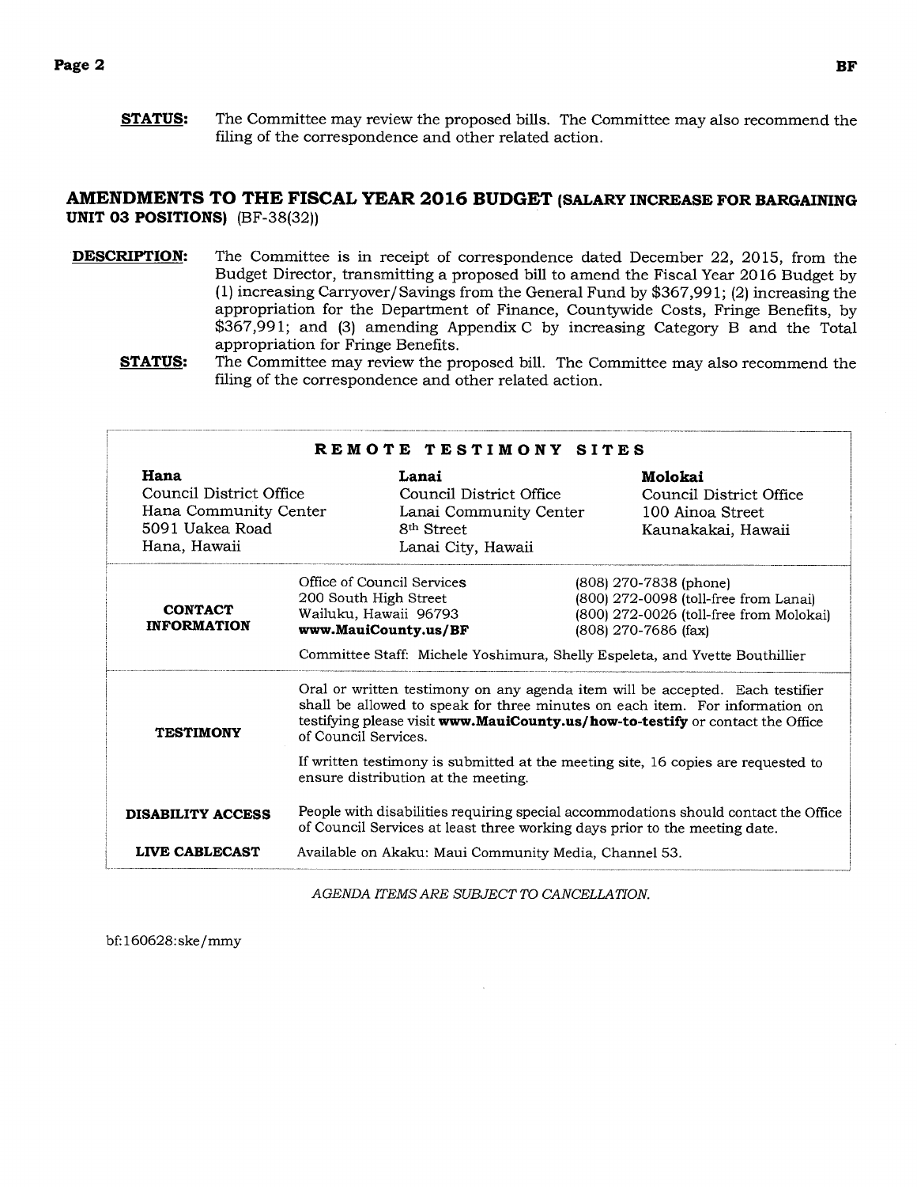**STATUS:** The Committee may review the proposed bills. The Committee may also recommend the filing of the correspondence and other related action.

## AMENDMENTS TO THE FISCAL YEAR 2016 BUDGET (SALARY INCREASE FOR BARGAINING UNIT 03 POSITIONS) (BF-38(32))

**DESCRIPTION:** The Committee is in receipt of correspondence dated December 22, 2015, from the Budget Director, transmitting a proposed bill to amend the Fiscal Year 2016 Budget by (1) increasing Carryover/Savings from the General Fund by $367,991; (2) increasing the appropriation for the Department of Finance, Countywide Costs, Fringe Benefits, by $367,991; and (3) amending Appendix C by increasing Category B and the Total appropriation for Fringe Benefits.

**STATUS:** The Committee may review the proposed bill. The Committee may also recommend the filing of the correspondence and other related action.

### REMOTE TESTIMONY SITES

| Hana | Lanai | Molokai |
|---|---|---|
| Council District Office<br>Hana Community Center<br>5091 Uakea Road<br>Hana, Hawaii | Council District Office<br>Lanai Community Center<br>8th Street<br>Lanai City, Hawaii | Council District Office<br>100 Ainoa Street<br>Kaunakakai, Hawaii |

| | | |
|---|---|---|
| **CONTACT INFORMATION** | Office of Council Services<br>200 South High Street<br>Wailuku, Hawaii 96793<br>**www.MauiCounty.us/BF**<br><br>Committee Staff: Michele Yoshimura, Shelly Espeleta, and Yvette Bouthillier | (808) 270-7838 (phone)<br>(800) 272-0098 (toll-free from Lanai)<br>(800) 272-0026 (toll-free from Molokai)<br>(808) 270-7686 (fax) |
| **TESTIMONY** | Oral or written testimony on any agenda item will be accepted. Each testifier shall be allowed to speak for three minutes on each item. For information on testifying please visit **www.MauiCounty.us/how-to-testify** or contact the Office of Council Services.<br><br>If written testimony is submitted at the meeting site, 16 copies are requested to ensure distribution at the meeting. | |
| **DISABILITY ACCESS** | People with disabilities requiring special accommodations should contact the Office of Council Services at least three working days prior to the meeting date. | |
| **LIVE CABLECAST** | Available on Akaku: Maui Community Media, Channel 53. | |

*AGENDA ITEMS ARE SUBJECT TO CANCELLATION.*

bf:160628:ske/mmy